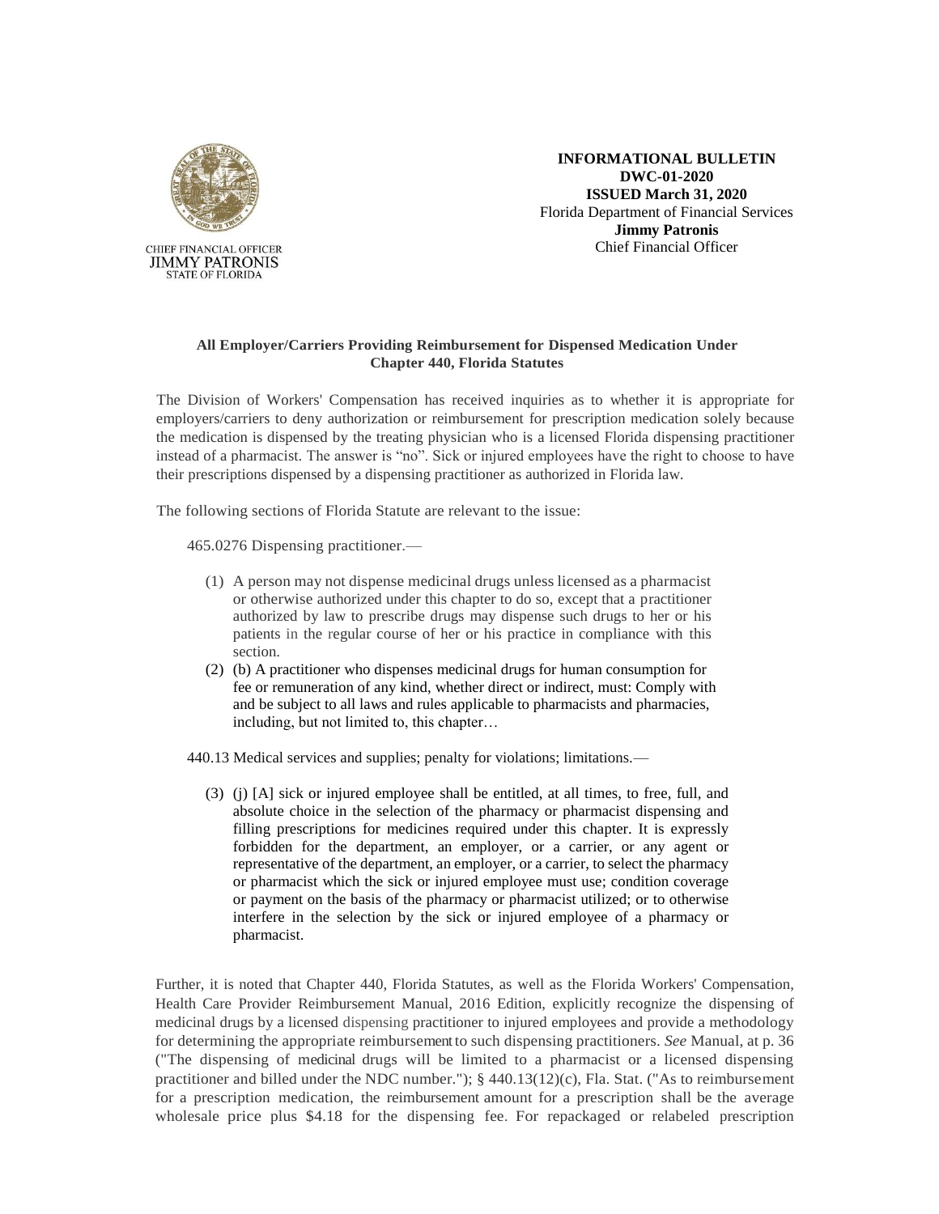CHIEF FINANCIAL OFFICER
JIMMY PATRONIS
STATE OF FLORIDA

**INFORMATIONAL BULLETIN**
**DWC-01-2020**
**ISSUED March 31, 2020**
Florida Department of Financial Services
**Jimmy Patronis**
Chief Financial Officer

**All Employer/Carriers Providing Reimbursement for Dispensed Medication Under Chapter 440, Florida Statutes**

The Division of Workers' Compensation has received inquiries as to whether it is appropriate for employers/carriers to deny authorization or reimbursement for prescription medication solely because the medication is dispensed by the treating physician who is a licensed Florida dispensing practitioner instead of a pharmacist. The answer is "no". Sick or injured employees have the right to choose to have their prescriptions dispensed by a dispensing practitioner as authorized in Florida law.

The following sections of Florida Statute are relevant to the issue:

465.0276 Dispensing practitioner.—

(1) A person may not dispense medicinal drugs unless licensed as a pharmacist or otherwise authorized under this chapter to do so, except that a practitioner authorized by law to prescribe drugs may dispense such drugs to her or his patients in the regular course of her or his practice in compliance with this section.

(2) (b) A practitioner who dispenses medicinal drugs for human consumption for fee or remuneration of any kind, whether direct or indirect, must: Comply with and be subject to all laws and rules applicable to pharmacists and pharmacies, including, but not limited to, this chapter…

440.13 Medical services and supplies; penalty for violations; limitations.—

(3) (j) [A] sick or injured employee shall be entitled, at all times, to free, full, and absolute choice in the selection of the pharmacy or pharmacist dispensing and filling prescriptions for medicines required under this chapter. It is expressly forbidden for the department, an employer, or a carrier, or any agent or representative of the department, an employer, or a carrier, to select the pharmacy or pharmacist which the sick or injured employee must use; condition coverage or payment on the basis of the pharmacy or pharmacist utilized; or to otherwise interfere in the selection by the sick or injured employee of a pharmacy or pharmacist.

Further, it is noted that Chapter 440, Florida Statutes, as well as the Florida Workers' Compensation, Health Care Provider Reimbursement Manual, 2016 Edition, explicitly recognize the dispensing of medicinal drugs by a licensed dispensing practitioner to injured employees and provide a methodology for determining the appropriate reimbursement to such dispensing practitioners. *See* Manual, at p. 36 ("The dispensing of medicinal drugs will be limited to a pharmacist or a licensed dispensing practitioner and billed under the NDC number."); § 440.13(12)(c), Fla. Stat. ("As to reimbursement for a prescription medication, the reimbursement amount for a prescription shall be the average wholesale price plus $4.18 for the dispensing fee. For repackaged or relabeled prescription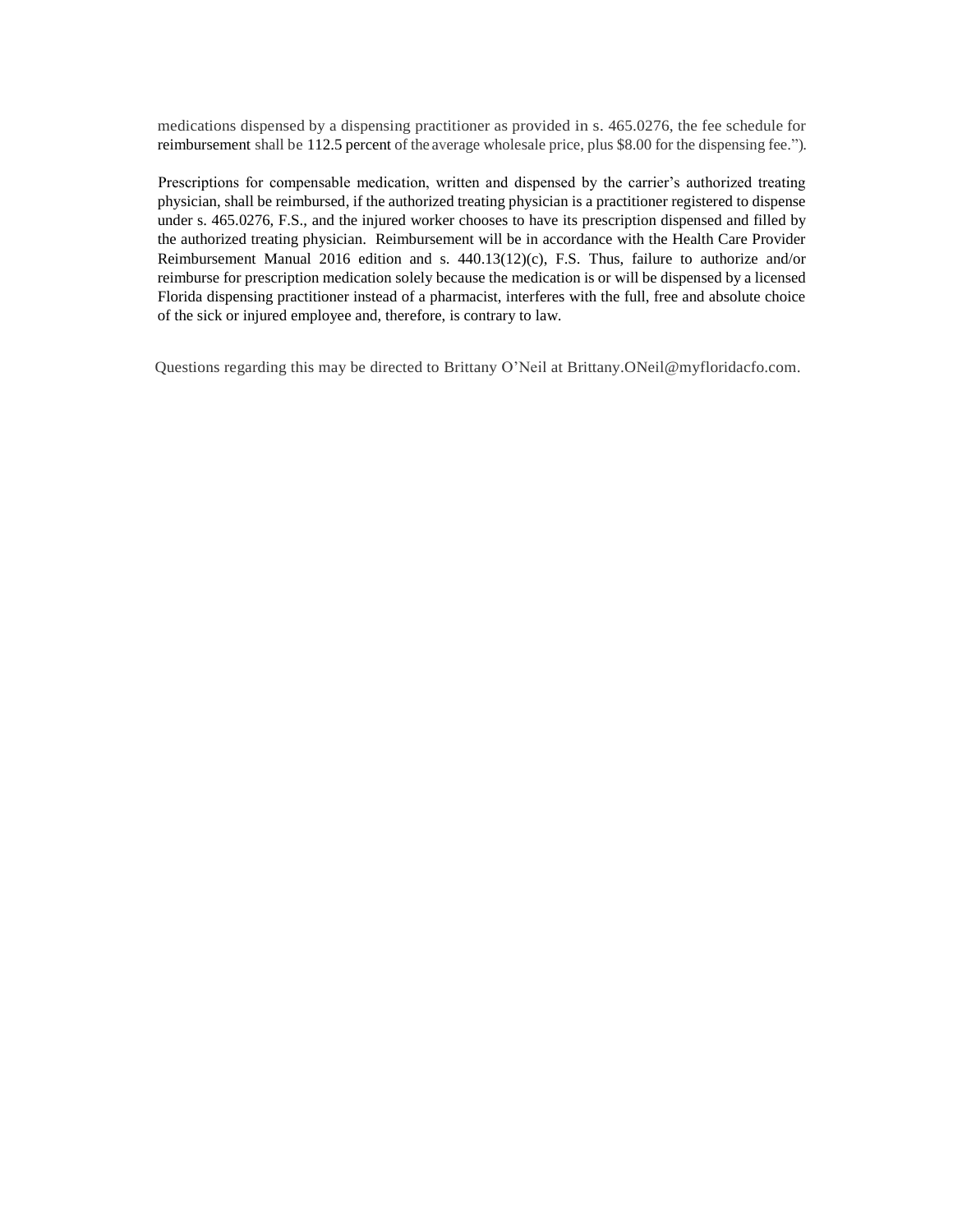medications dispensed by a dispensing practitioner as provided in s. 465.0276, the fee schedule for reimbursement shall be 112.5 percent of the average wholesale price, plus $8.00 for the dispensing fee.").

Prescriptions for compensable medication, written and dispensed by the carrier's authorized treating physician, shall be reimbursed, if the authorized treating physician is a practitioner registered to dispense under s. 465.0276, F.S., and the injured worker chooses to have its prescription dispensed and filled by the authorized treating physician. Reimbursement will be in accordance with the Health Care Provider Reimbursement Manual 2016 edition and s. 440.13(12)(c), F.S. Thus, failure to authorize and/or reimburse for prescription medication solely because the medication is or will be dispensed by a licensed Florida dispensing practitioner instead of a pharmacist, interferes with the full, free and absolute choice of the sick or injured employee and, therefore, is contrary to law.

Questions regarding this may be directed to Brittany O'Neil at Brittany.ONeil@myfloridacfo.com.